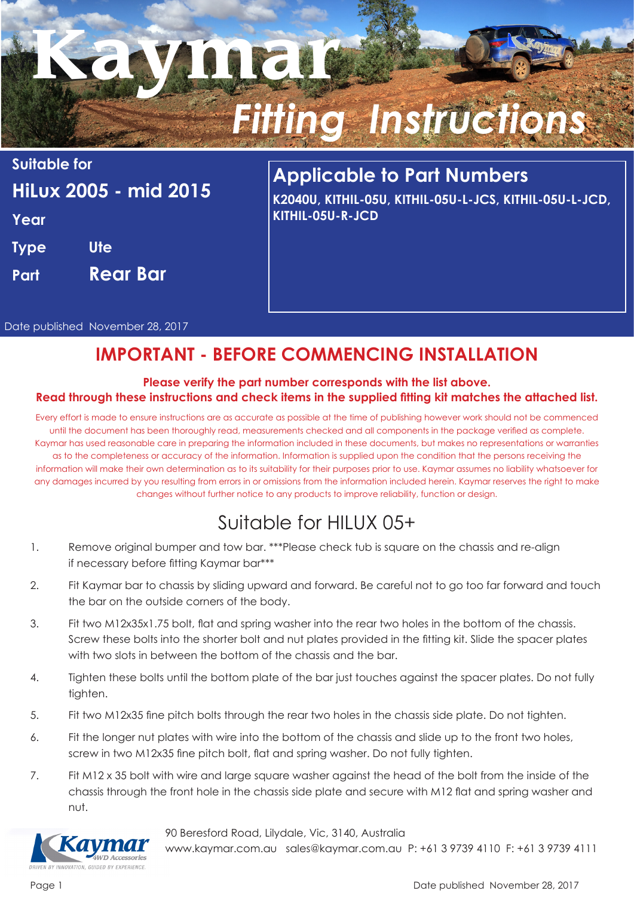# Kaymar Fitting Instructions

**Suitable for**

**HiLux 2005 - mid 2015**

**Year**

**Type** Ute

**Part** Rear Bar

## Applicable to Part Numbers

**K2040U, KITHIL-05U, KITHIL-05U-L-JCS, KITHIL-05U-L-JCD, KITHIL-05U-R-JCD**

Date published November 28, 2017

## IMPORTANT - BEFORE COMMENCING INSTALLATION

**Please verify the part number corresponds with the list above.**
**Read through these instructions and check items in the supplied fitting kit matches the attached list.**

Every effort is made to ensure instructions are as accurate as possible at the time of publishing however work should not be commenced until the document has been thoroughly read, measurements checked and all components in the package verified as complete. Kaymar has used reasonable care in preparing the information included in these documents, but makes no representations or warranties as to the completeness or accuracy of the information. Information is supplied upon the condition that the persons receiving the information will make their own determination as to its suitability for their purposes prior to use. Kaymar assumes no liability whatsoever for any damages incurred by you resulting from errors in or omissions from the information included herein. Kaymar reserves the right to make changes without further notice to any products to improve reliability, function or design.

## Suitable for HILUX 05+

1. Remove original bumper and tow bar. ***Please check tub is square on the chassis and re-align if necessary before fitting Kaymar bar***
2. Fit Kaymar bar to chassis by sliding upward and forward. Be careful not to go too far forward and touch the bar on the outside corners of the body.
3. Fit two M12x35x1.75 bolt, flat and spring washer into the rear two holes in the bottom of the chassis. Screw these bolts into the shorter bolt and nut plates provided in the fitting kit. Slide the spacer plates with two slots in between the bottom of the chassis and the bar.
4. Tighten these bolts until the bottom plate of the bar just touches against the spacer plates. Do not fully tighten.
5. Fit two M12x35 fine pitch bolts through the rear two holes in the chassis side plate. Do not tighten.
6. Fit the longer nut plates with wire into the bottom of the chassis and slide up to the front two holes, screw in two M12x35 fine pitch bolt, flat and spring washer. Do not fully tighten.
7. Fit M12 x 35 bolt with wire and large square washer against the head of the bolt from the inside of the chassis through the front hole in the chassis side plate and secure with M12 flat and spring washer and nut.

Kaymar 4WD Accessories — DRIVEN BY INNOVATION, GUIDED BY EXPERIENCE.

90 Beresford Road, Lilydale, Vic, 3140, Australia
www.kaymar.com.au sales@kaymar.com.au P: +61 3 9739 4110 F: +61 3 9739 4111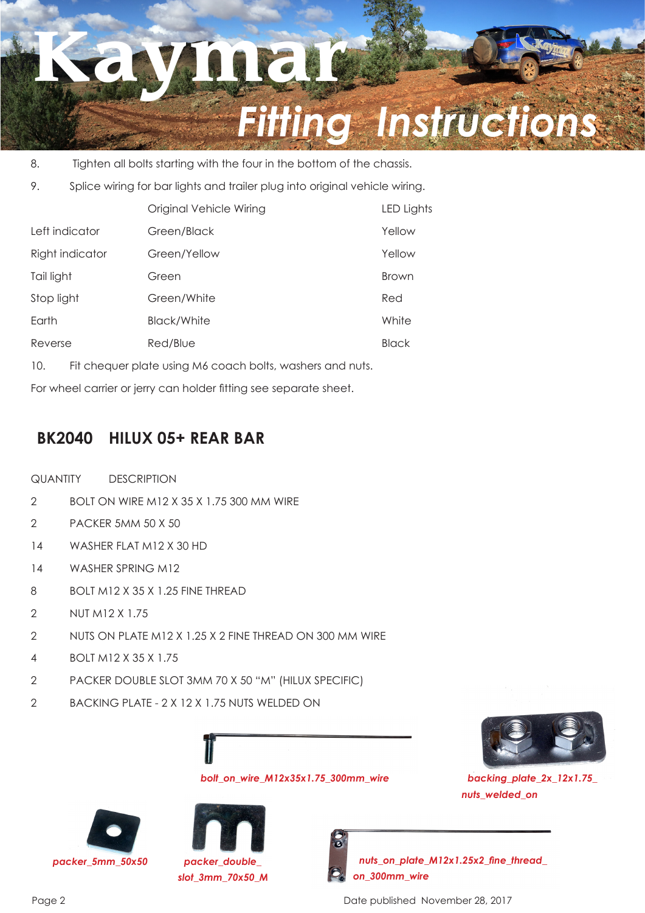8. Tighten all bolts starting with the four in the bottom of the chassis.

9. Splice wiring for bar lights and trailer plug into original vehicle wiring.

| | Original Vehicle Wiring | LED Lights |
|---|---|---|
| Left indicator | Green/Black | Yellow |
| Right indicator | Green/Yellow | Yellow |
| Tail light | Green | Brown |
| Stop light | Green/White | Red |
| Earth | Black/White | White |
| Reverse | Red/Blue | Black |

10. Fit chequer plate using M6 coach bolts, washers and nuts.

For wheel carrier or jerry can holder fitting see separate sheet.

## BK2040 HILUX 05+ REAR BAR

| QUANTITY | DESCRIPTION |
|---|---|
| 2 | BOLT ON WIRE M12 X 35 X 1.75 300 MM WIRE |
| 2 | PACKER 5MM 50 X 50 |
| 14 | WASHER FLAT M12 X 30 HD |
| 14 | WASHER SPRING M12 |
| 8 | BOLT M12 X 35 X 1.25 FINE THREAD |
| 2 | NUT M12 X 1.75 |
| 2 | NUTS ON PLATE M12 X 1.25 X 2 FINE THREAD ON 300 MM WIRE |
| 4 | BOLT M12 X 35 X 1.75 |
| 2 | PACKER DOUBLE SLOT 3MM 70 X 50 “M” (HILUX SPECIFIC) |
| 2 | BACKING PLATE - 2 X 12 X 1.75 NUTS WELDED ON |

*bolt_on_wire_M12x35x1.75_300mm_wire*

*backing_plate_2x_12x1.75_nuts_welded_on*

*packer_5mm_50x50*

*packer_double_slot_3mm_70x50_M*

*nuts_on_plate_M12x1.25x2_fine_thread_on_300mm_wire*

Date published November 28, 2017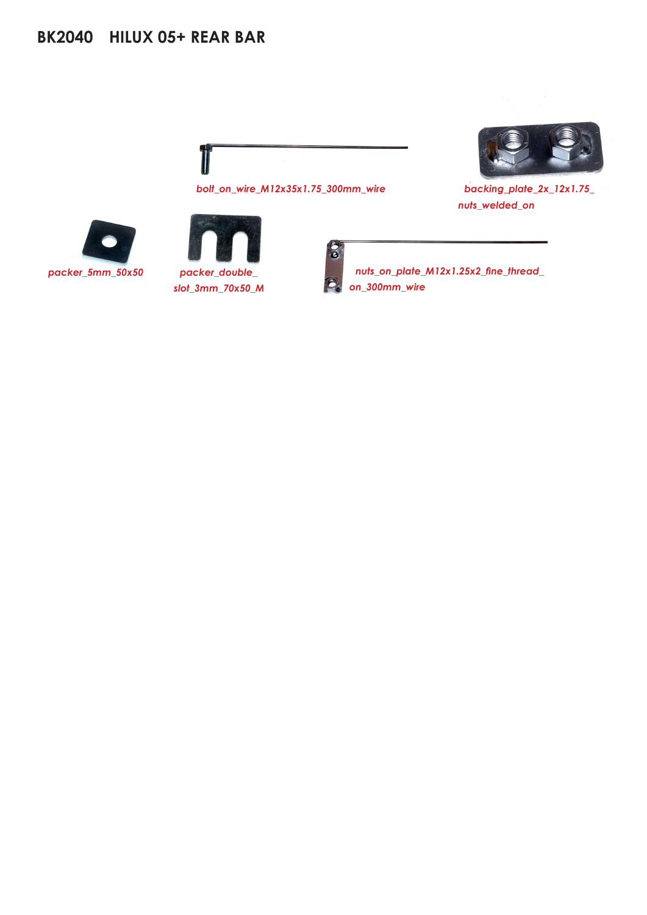# BK2040 HILUX 05+ REAR BAR

*bolt_on_wire_M12x35x1.75_300mm_wire*

*backing_plate_2x_12x1.75_ nuts_welded_on*

*packer_5mm_50x50*

*packer_double_ slot_3mm_70x50_M*

*nuts_on_plate_M12x1.25x2_fine_thread_ on_300mm_wire*